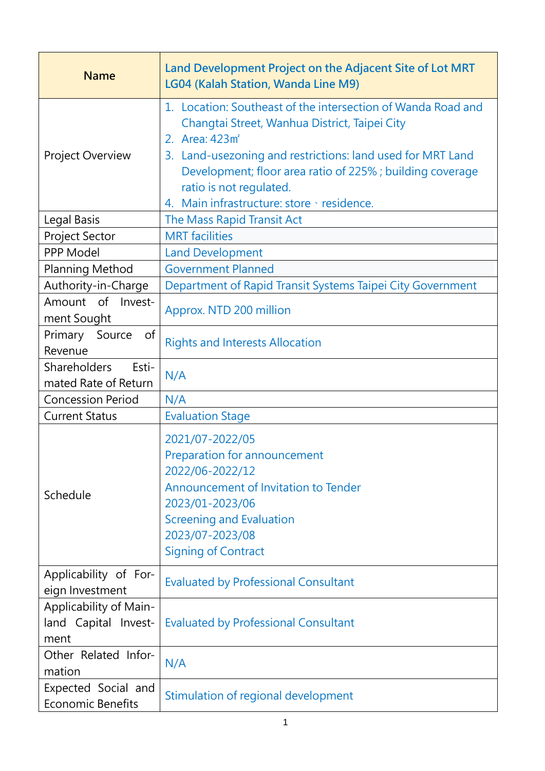| Name | Land Development Project on the Adjacent Site of Lot MRT LG04 (Kalah Station, Wanda Line M9) |
|---|---|
| Project Overview | 1. Location: Southeast of the intersection of Wanda Road and Changtai Street, Wanhua District, Taipei City<br>2. Area: 423㎡<br>3. Land-usezoning and restrictions: land used for MRT Land Development; floor area ratio of 225% ; building coverage ratio is not regulated.<br>4. Main infrastructure: store、residence. |
| Legal Basis | The Mass Rapid Transit Act |
| Project Sector | MRT facilities |
| PPP Model | Land Development |
| Planning Method | Government Planned |
| Authority-in-Charge | Department of Rapid Transit Systems Taipei City Government |
| Amount of Investment Sought | Approx. NTD 200 million |
| Primary Source of Revenue | Rights and Interests Allocation |
| Shareholders Estimated Rate of Return | N/A |
| Concession Period | N/A |
| Current Status | Evaluation Stage |
| Schedule | 2021/07-2022/05<br>Preparation for announcement<br>2022/06-2022/12<br>Announcement of Invitation to Tender<br>2023/01-2023/06<br>Screening and Evaluation<br>2023/07-2023/08<br>Signing of Contract |
| Applicability of Foreign Investment | Evaluated by Professional Consultant |
| Applicability of Mainland Capital Investment | Evaluated by Professional Consultant |
| Other Related Information | N/A |
| Expected Social and Economic Benefits | Stimulation of regional development |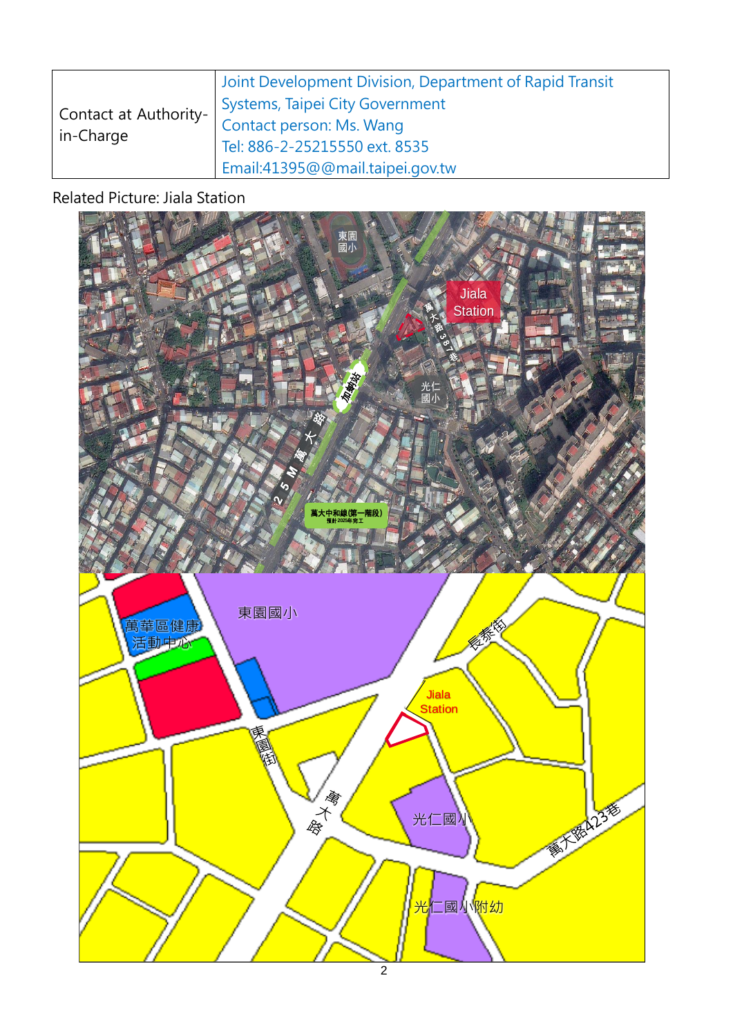| | |
|---|---|
| Contact at Authority-in-Charge | Joint Development Division, Department of Rapid Transit Systems, Taipei City Government<br>Contact person: Ms. Wang<br>Tel: 886-2-25215550 ext. 8535<br>Email:41395@@mail.taipei.gov.tw |

Related Picture: Jiala Station

東園國小
Jiala Station
萬大路387巷
光仁國小
加蚋站
萬大路
25M
萬大中和線(第一階段)
預計2025年完工

萬華區健康活動中心
東園國小
長泰街
Jiala Station
東園街
萬大路
光仁國小
萬大路423巷
光仁國小附幼